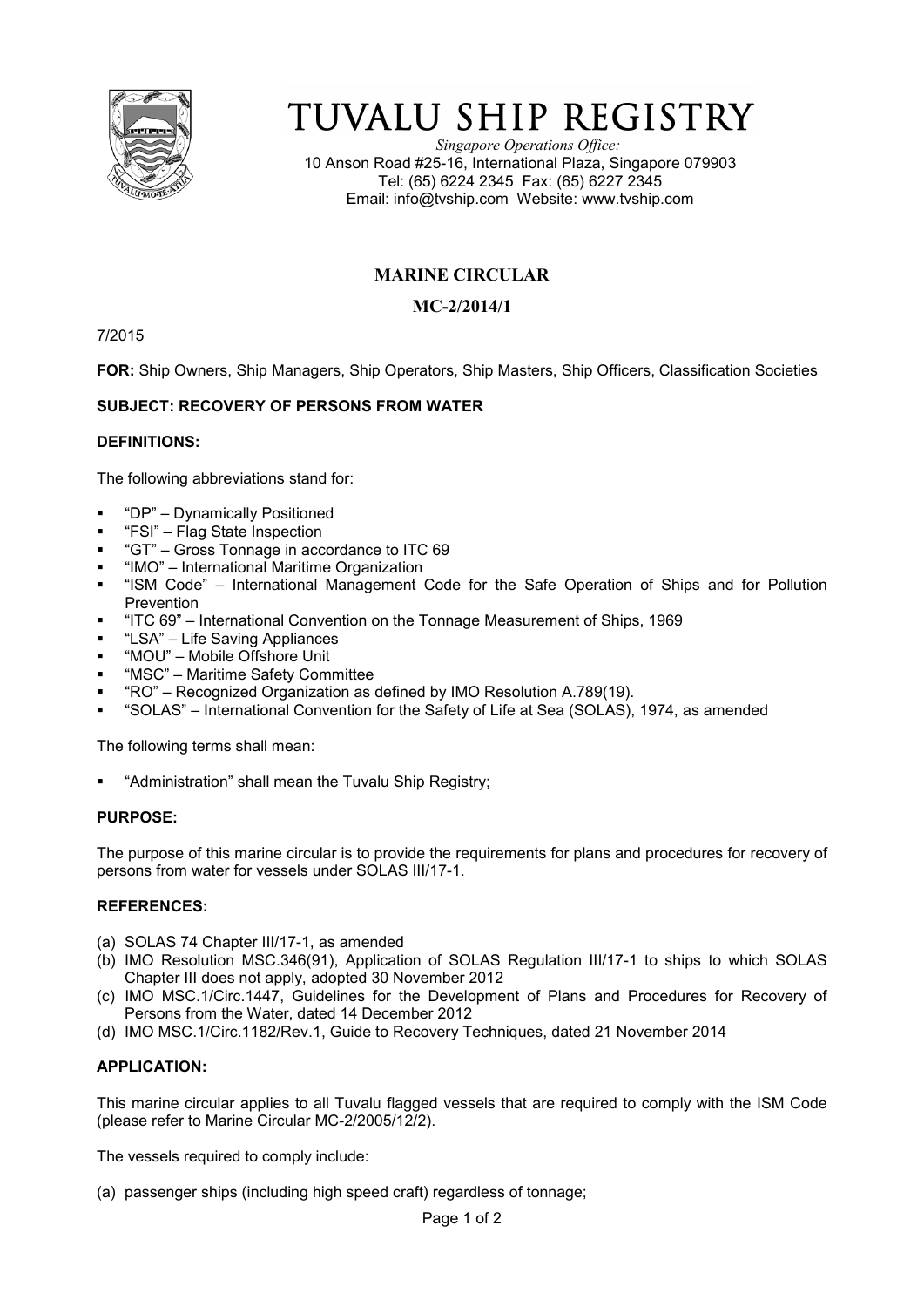# TUVALU SHIP REGISTRY

*Singapore Operations Office:*
10 Anson Road #25-16, International Plaza, Singapore 079903
Tel: (65) 6224 2345 Fax: (65) 6227 2345
Email: info@tvship.com Website: www.tvship.com

## MARINE CIRCULAR

## MC-2/2014/1

7/2015

**FOR:** Ship Owners, Ship Managers, Ship Operators, Ship Masters, Ship Officers, Classification Societies

**SUBJECT: RECOVERY OF PERSONS FROM WATER**

**DEFINITIONS:**

The following abbreviations stand for:

- "DP" – Dynamically Positioned
- "FSI" – Flag State Inspection
- "GT" – Gross Tonnage in accordance to ITC 69
- "IMO" – International Maritime Organization
- "ISM Code" – International Management Code for the Safe Operation of Ships and for Pollution Prevention
- "ITC 69" – International Convention on the Tonnage Measurement of Ships, 1969
- "LSA" – Life Saving Appliances
- "MOU" – Mobile Offshore Unit
- "MSC" – Maritime Safety Committee
- "RO" – Recognized Organization as defined by IMO Resolution A.789(19).
- "SOLAS" – International Convention for the Safety of Life at Sea (SOLAS), 1974, as amended

The following terms shall mean:

- "Administration" shall mean the Tuvalu Ship Registry;

**PURPOSE:**

The purpose of this marine circular is to provide the requirements for plans and procedures for recovery of persons from water for vessels under SOLAS III/17-1.

**REFERENCES:**

(a) SOLAS 74 Chapter III/17-1, as amended
(b) IMO Resolution MSC.346(91), Application of SOLAS Regulation III/17-1 to ships to which SOLAS Chapter III does not apply, adopted 30 November 2012
(c) IMO MSC.1/Circ.1447, Guidelines for the Development of Plans and Procedures for Recovery of Persons from the Water, dated 14 December 2012
(d) IMO MSC.1/Circ.1182/Rev.1, Guide to Recovery Techniques, dated 21 November 2014

**APPLICATION:**

This marine circular applies to all Tuvalu flagged vessels that are required to comply with the ISM Code (please refer to Marine Circular MC-2/2005/12/2).

The vessels required to comply include:

(a) passenger ships (including high speed craft) regardless of tonnage;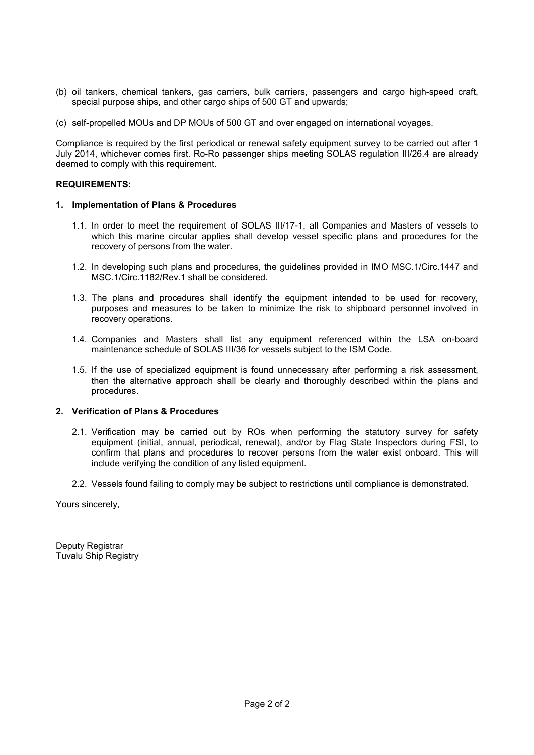(b) oil tankers, chemical tankers, gas carriers, bulk carriers, passengers and cargo high-speed craft, special purpose ships, and other cargo ships of 500 GT and upwards;

(c) self-propelled MOUs and DP MOUs of 500 GT and over engaged on international voyages.

Compliance is required by the first periodical or renewal safety equipment survey to be carried out after 1 July 2014, whichever comes first. Ro-Ro passenger ships meeting SOLAS regulation III/26.4 are already deemed to comply with this requirement.

**REQUIREMENTS:**

**1. Implementation of Plans & Procedures**

1.1. In order to meet the requirement of SOLAS III/17-1, all Companies and Masters of vessels to which this marine circular applies shall develop vessel specific plans and procedures for the recovery of persons from the water.

1.2. In developing such plans and procedures, the guidelines provided in IMO MSC.1/Circ.1447 and MSC.1/Circ.1182/Rev.1 shall be considered.

1.3. The plans and procedures shall identify the equipment intended to be used for recovery, purposes and measures to be taken to minimize the risk to shipboard personnel involved in recovery operations.

1.4. Companies and Masters shall list any equipment referenced within the LSA on-board maintenance schedule of SOLAS III/36 for vessels subject to the ISM Code.

1.5. If the use of specialized equipment is found unnecessary after performing a risk assessment, then the alternative approach shall be clearly and thoroughly described within the plans and procedures.

**2. Verification of Plans & Procedures**

2.1. Verification may be carried out by ROs when performing the statutory survey for safety equipment (initial, annual, periodical, renewal), and/or by Flag State Inspectors during FSI, to confirm that plans and procedures to recover persons from the water exist onboard. This will include verifying the condition of any listed equipment.

2.2. Vessels found failing to comply may be subject to restrictions until compliance is demonstrated.

Yours sincerely,

Deputy Registrar
Tuvalu Ship Registry